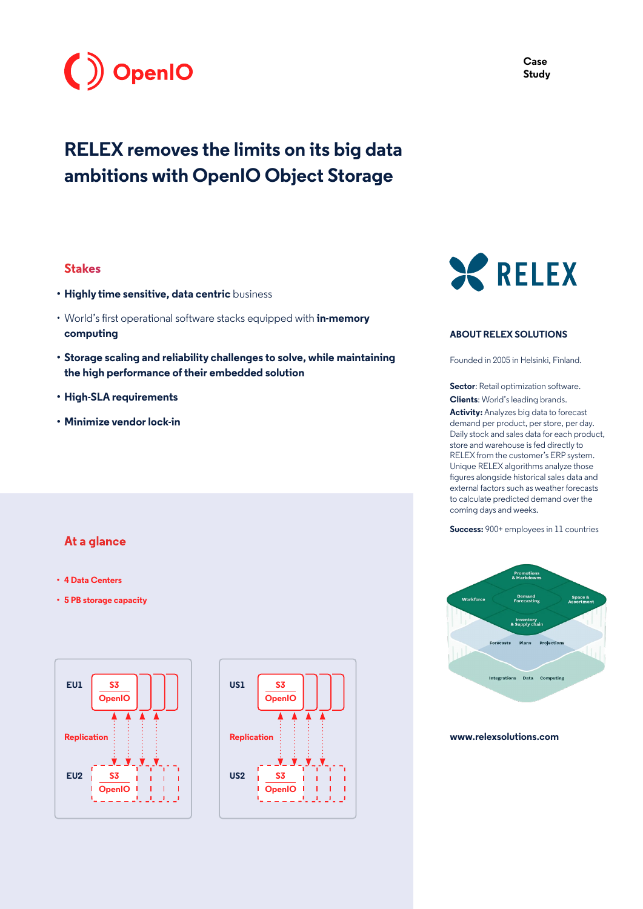Case Study

# RELEX removes the limits on its big data ambitions with OpenIO Object Storage

## Stakes

- **Highly time sensitive, data centric** business
- World's first operational software stacks equipped with **in-memory computing**
- **Storage scaling and reliability challenges to solve, while maintaining the high performance of their embedded solution**
- **High-SLA requirements**
- **Minimize vendor lock-in**

## At a glance

- **4 Data Centers**
- **5 PB storage capacity**

EU1 — S3 OpenIO
Replication
EU2 — S3 OpenIO

US1 — S3 OpenIO
Replication
US2 — S3 OpenIO

### ABOUT RELEX SOLUTIONS

Founded in 2005 in Helsinki, Finland.

**Sector**: Retail optimization software.

**Clients**: World's leading brands.

**Activity:** Analyzes big data to forecast demand per product, per store, per day. Daily stock and sales data for each product, store and warehouse is fed directly to RELEX from the customer's ERP system. Unique RELEX algorithms analyze those figures alongside historical sales data and external factors such as weather forecasts to calculate predicted demand over the coming days and weeks.

**Success:** 900+ employees in 11 countries

**www.relexsolutions.com**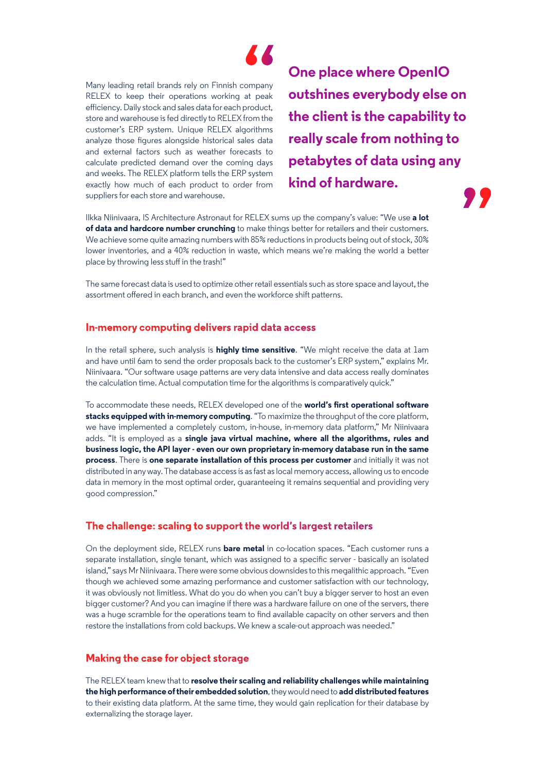Many leading retail brands rely on Finnish company RELEX to keep their operations working at peak efficiency. Daily stock and sales data for each product, store and warehouse is fed directly to RELEX from the customer's ERP system. Unique RELEX algorithms analyze those figures alongside historical sales data and external factors such as weather forecasts to calculate predicted demand over the coming days and weeks. The RELEX platform tells the ERP system exactly how much of each product to order from suppliers for each store and warehouse.

> **"One place where OpenIO outshines everybody else on the client is the capability to really scale from nothing to petabytes of data using any kind of hardware."**

Ilkka Niinivaara, IS Architecture Astronaut for RELEX sums up the company's value: "We use **a lot of data and hardcore number crunching** to make things better for retailers and their customers. We achieve some quite amazing numbers with 85% reductions in products being out of stock, 30% lower inventories, and a 40% reduction in waste, which means we're making the world a better place by throwing less stuff in the trash!"

The same forecast data is used to optimize other retail essentials such as store space and layout, the assortment offered in each branch, and even the workforce shift patterns.

## In-memory computing delivers rapid data access

In the retail sphere, such analysis is **highly time sensitive**. "We might receive the data at 1am and have until 6am to send the order proposals back to the customer's ERP system," explains Mr. Niinivaara. "Our software usage patterns are very data intensive and data access really dominates the calculation time. Actual computation time for the algorithms is comparatively quick."

To accommodate these needs, RELEX developed one of the **world's first operational software stacks equipped with in-memory computing**. "To maximize the throughput of the core platform, we have implemented a completely custom, in-house, in-memory data platform," Mr Niinivaara adds. "It is employed as a **single java virtual machine, where all the algorithms, rules and business logic, the API layer - even our own proprietary in-memory database run in the same process**. There is **one separate installation of this process per customer** and initially it was not distributed in any way. The database access is as fast as local memory access, allowing us to encode data in memory in the most optimal order, guaranteeing it remains sequential and providing very good compression."

## The challenge: scaling to support the world's largest retailers

On the deployment side, RELEX runs **bare metal** in co-location spaces. "Each customer runs a separate installation, single tenant, which was assigned to a specific server - basically an isolated island," says Mr Niinivaara. There were some obvious downsides to this megalithic approach. "Even though we achieved some amazing performance and customer satisfaction with our technology, it was obviously not limitless. What do you do when you can't buy a bigger server to host an even bigger customer? And you can imagine if there was a hardware failure on one of the servers, there was a huge scramble for the operations team to find available capacity on other servers and then restore the installations from cold backups. We knew a scale-out approach was needed."

## Making the case for object storage

The RELEX team knew that to **resolve their scaling and reliability challenges while maintaining the high performance of their embedded solution**, they would need to **add distributed features** to their existing data platform. At the same time, they would gain replication for their database by externalizing the storage layer.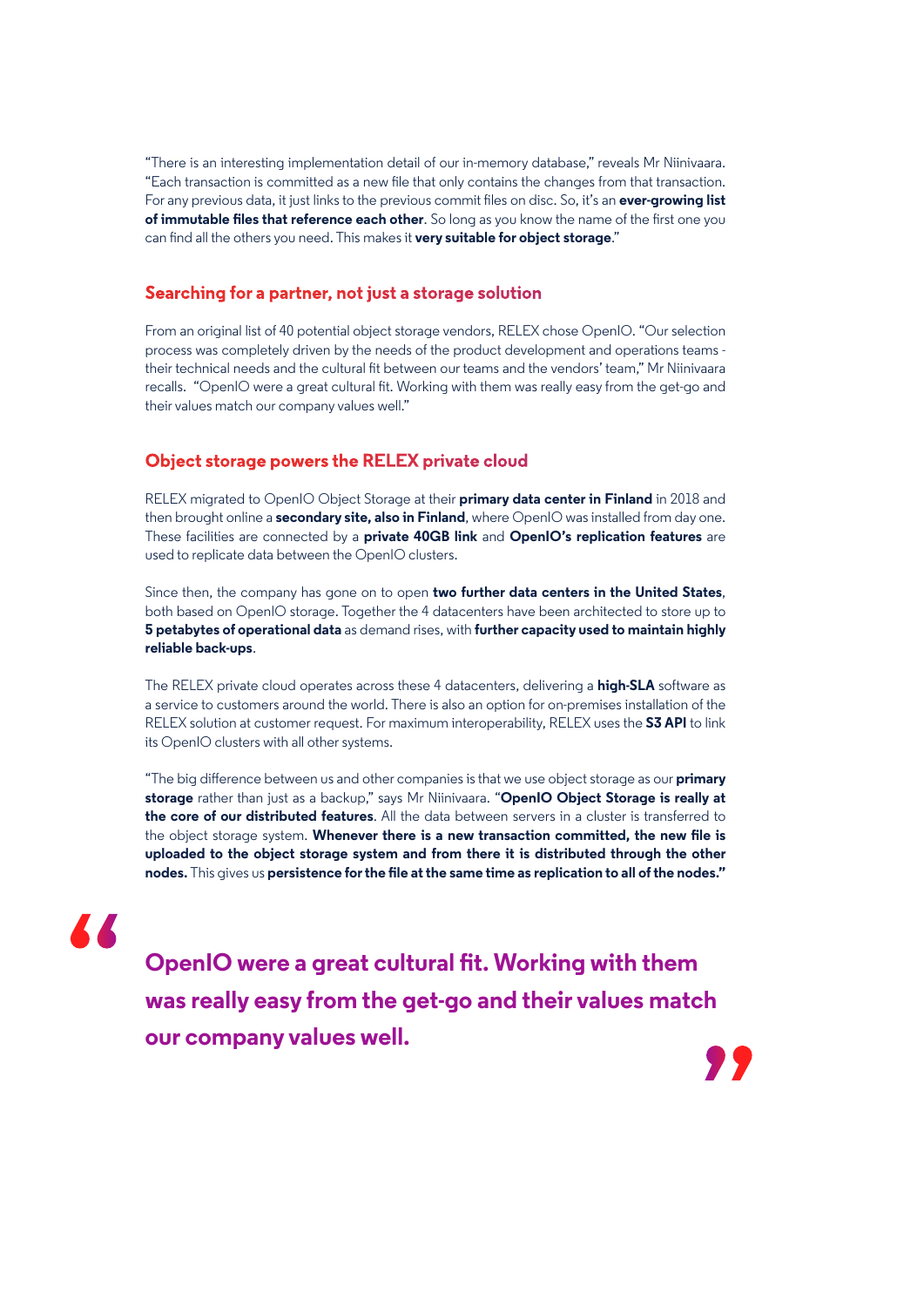"There is an interesting implementation detail of our in-memory database," reveals Mr Niinivaara. "Each transaction is committed as a new file that only contains the changes from that transaction. For any previous data, it just links to the previous commit files on disc. So, it's an **ever-growing list of immutable files that reference each other**. So long as you know the name of the first one you can find all the others you need. This makes it **very suitable for object storage**."

## Searching for a partner, not just a storage solution

From an original list of 40 potential object storage vendors, RELEX chose OpenIO. "Our selection process was completely driven by the needs of the product development and operations teams - their technical needs and the cultural fit between our teams and the vendors' team," Mr Niinivaara recalls. "OpenIO were a great cultural fit. Working with them was really easy from the get-go and their values match our company values well."

## Object storage powers the RELEX private cloud

RELEX migrated to OpenIO Object Storage at their **primary data center in Finland** in 2018 and then brought online a **secondary site, also in Finland**, where OpenIO was installed from day one. These facilities are connected by a **private 40GB link** and **OpenIO's replication features** are used to replicate data between the OpenIO clusters.

Since then, the company has gone on to open **two further data centers in the United States**, both based on OpenIO storage. Together the 4 datacenters have been architected to store up to **5 petabytes of operational data** as demand rises, with **further capacity used to maintain highly reliable back-ups**.

The RELEX private cloud operates across these 4 datacenters, delivering a **high-SLA** software as a service to customers around the world. There is also an option for on-premises installation of the RELEX solution at customer request. For maximum interoperability, RELEX uses the **S3 API** to link its OpenIO clusters with all other systems.

"The big difference between us and other companies is that we use object storage as our **primary storage** rather than just as a backup," says Mr Niinivaara. "**OpenIO Object Storage is really at the core of our distributed features**. All the data between servers in a cluster is transferred to the object storage system. **Whenever there is a new transaction committed, the new file is uploaded to the object storage system and from there it is distributed through the other nodes.** This gives us **persistence for the file at the same time as replication to all of the nodes."**

> **"OpenIO were a great cultural fit. Working with them was really easy from the get-go and their values match our company values well."**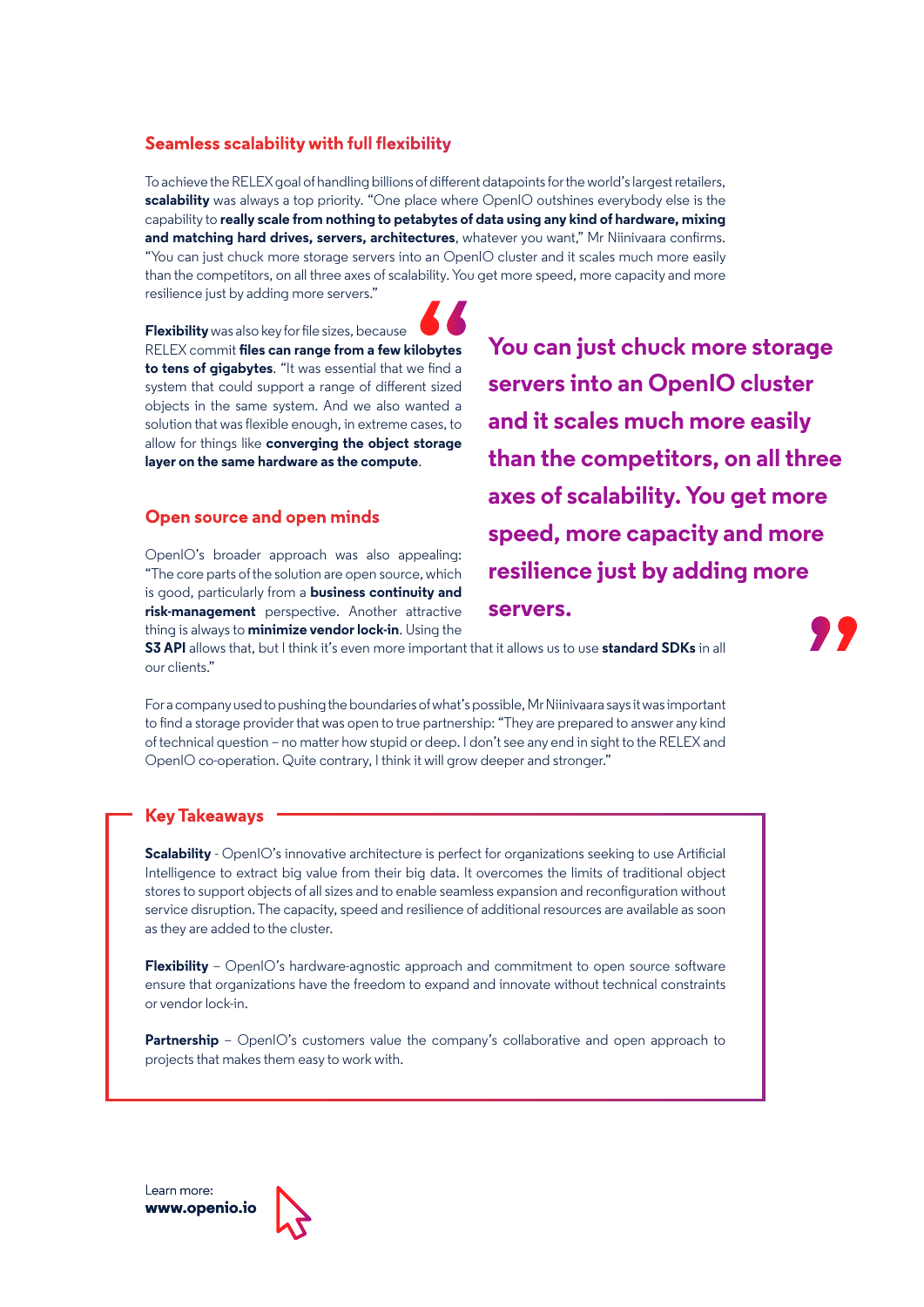## Seamless scalability with full flexibility

To achieve the RELEX goal of handling billions of different datapoints for the world's largest retailers, **scalability** was always a top priority. "One place where OpenIO outshines everybody else is the capability to **really scale from nothing to petabytes of data using any kind of hardware, mixing and matching hard drives, servers, architectures**, whatever you want," Mr Niinivaara confirms. "You can just chuck more storage servers into an OpenIO cluster and it scales much more easily than the competitors, on all three axes of scalability. You get more speed, more capacity and more resilience just by adding more servers."

**Flexibility** was also key for file sizes, because RELEX commit **files can range from a few kilobytes to tens of gigabytes**. "It was essential that we find a system that could support a range of different sized objects in the same system. And we also wanted a solution that was flexible enough, in extreme cases, to allow for things like **converging the object storage layer on the same hardware as the compute**.

> **You can just chuck more storage servers into an OpenIO cluster and it scales much more easily than the competitors, on all three axes of scalability. You get more speed, more capacity and more resilience just by adding more servers.**

## Open source and open minds

OpenIO's broader approach was also appealing: "The core parts of the solution are open source, which is good, particularly from a **business continuity and risk-management** perspective. Another attractive thing is always to **minimize vendor lock-in**. Using the **S3 API** allows that, but I think it's even more important that it allows us to use **standard SDKs** in all our clients."

For a company used to pushing the boundaries of what's possible, Mr Niinivaara says it was important to find a storage provider that was open to true partnership: "They are prepared to answer any kind of technical question – no matter how stupid or deep. I don't see any end in sight to the RELEX and OpenIO co-operation. Quite contrary, I think it will grow deeper and stronger."

## Key Takeaways

**Scalability** - OpenIO's innovative architecture is perfect for organizations seeking to use Artificial Intelligence to extract big value from their big data. It overcomes the limits of traditional object stores to support objects of all sizes and to enable seamless expansion and reconfiguration without service disruption. The capacity, speed and resilience of additional resources are available as soon as they are added to the cluster.

**Flexibility** – OpenIO's hardware-agnostic approach and commitment to open source software ensure that organizations have the freedom to expand and innovate without technical constraints or vendor lock-in.

**Partnership** – OpenIO's customers value the company's collaborative and open approach to projects that makes them easy to work with.

Learn more:
**www.openio.io**